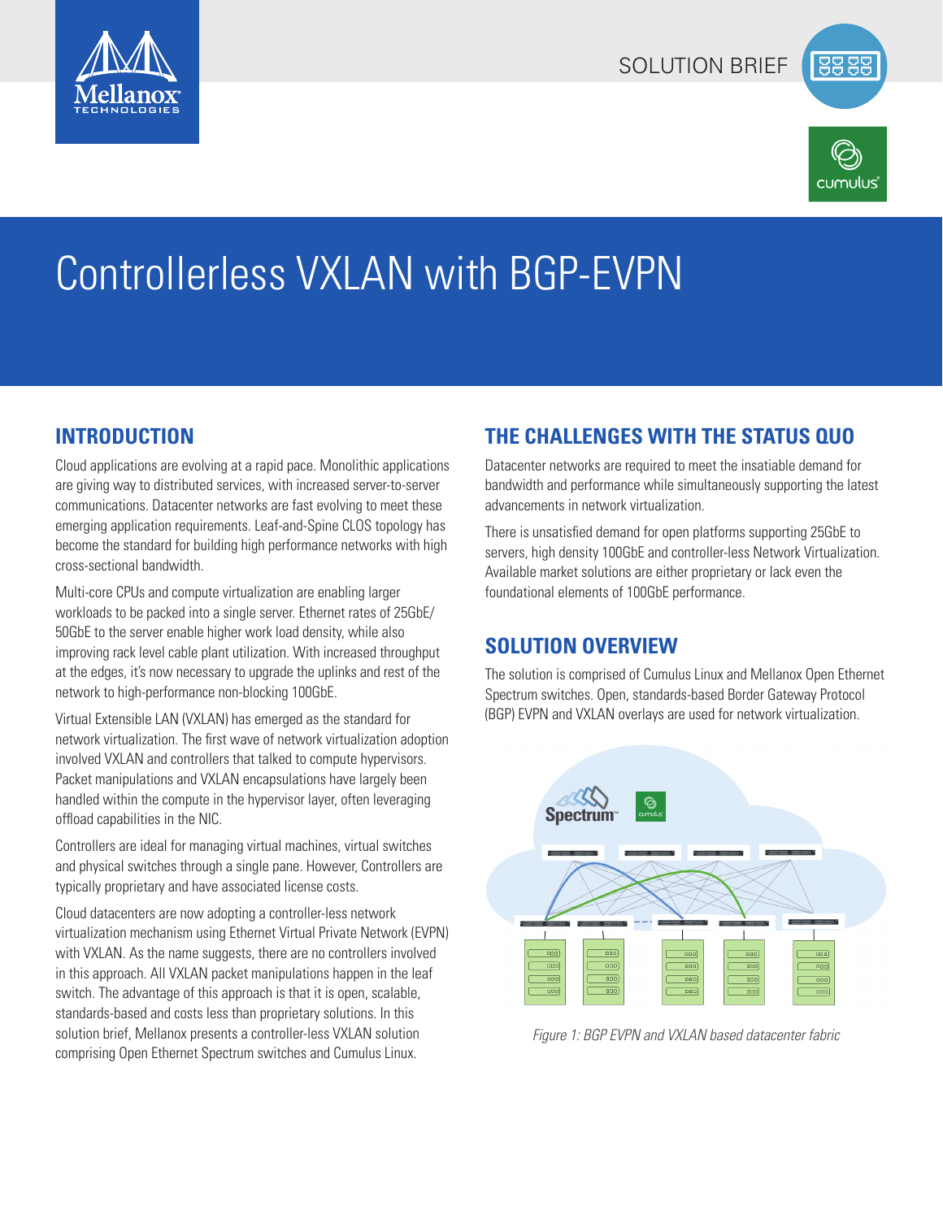SOLUTION BRIEF

# Controllerless VXLAN with BGP-EVPN

## INTRODUCTION

Cloud applications are evolving at a rapid pace. Monolithic applications are giving way to distributed services, with increased server-to-server communications. Datacenter networks are fast evolving to meet these emerging application requirements. Leaf-and-Spine CLOS topology has become the standard for building high performance networks with high cross-sectional bandwidth.

Multi-core CPUs and compute virtualization are enabling larger workloads to be packed into a single server. Ethernet rates of 25GbE/50GbE to the server enable higher work load density, while also improving rack level cable plant utilization. With increased throughput at the edges, it's now necessary to upgrade the uplinks and rest of the network to high-performance non-blocking 100GbE.

Virtual Extensible LAN (VXLAN) has emerged as the standard for network virtualization. The first wave of network virtualization adoption involved VXLAN and controllers that talked to compute hypervisors. Packet manipulations and VXLAN encapsulations have largely been handled within the compute in the hypervisor layer, often leveraging offload capabilities in the NIC.

Controllers are ideal for managing virtual machines, virtual switches and physical switches through a single pane. However, Controllers are typically proprietary and have associated license costs.

Cloud datacenters are now adopting a controller-less network virtualization mechanism using Ethernet Virtual Private Network (EVPN) with VXLAN. As the name suggests, there are no controllers involved in this approach. All VXLAN packet manipulations happen in the leaf switch. The advantage of this approach is that it is open, scalable, standards-based and costs less than proprietary solutions. In this solution brief, Mellanox presents a controller-less VXLAN solution comprising Open Ethernet Spectrum switches and Cumulus Linux.

## THE CHALLENGES WITH THE STATUS QUO

Datacenter networks are required to meet the insatiable demand for bandwidth and performance while simultaneously supporting the latest advancements in network virtualization.

There is unsatisfied demand for open platforms supporting 25GbE to servers, high density 100GbE and controller-less Network Virtualization. Available market solutions are either proprietary or lack even the foundational elements of 100GbE performance.

## SOLUTION OVERVIEW

The solution is comprised of Cumulus Linux and Mellanox Open Ethernet Spectrum switches. Open, standards-based Border Gateway Protocol (BGP) EVPN and VXLAN overlays are used for network virtualization.

*Figure 1: BGP EVPN and VXLAN based datacenter fabric*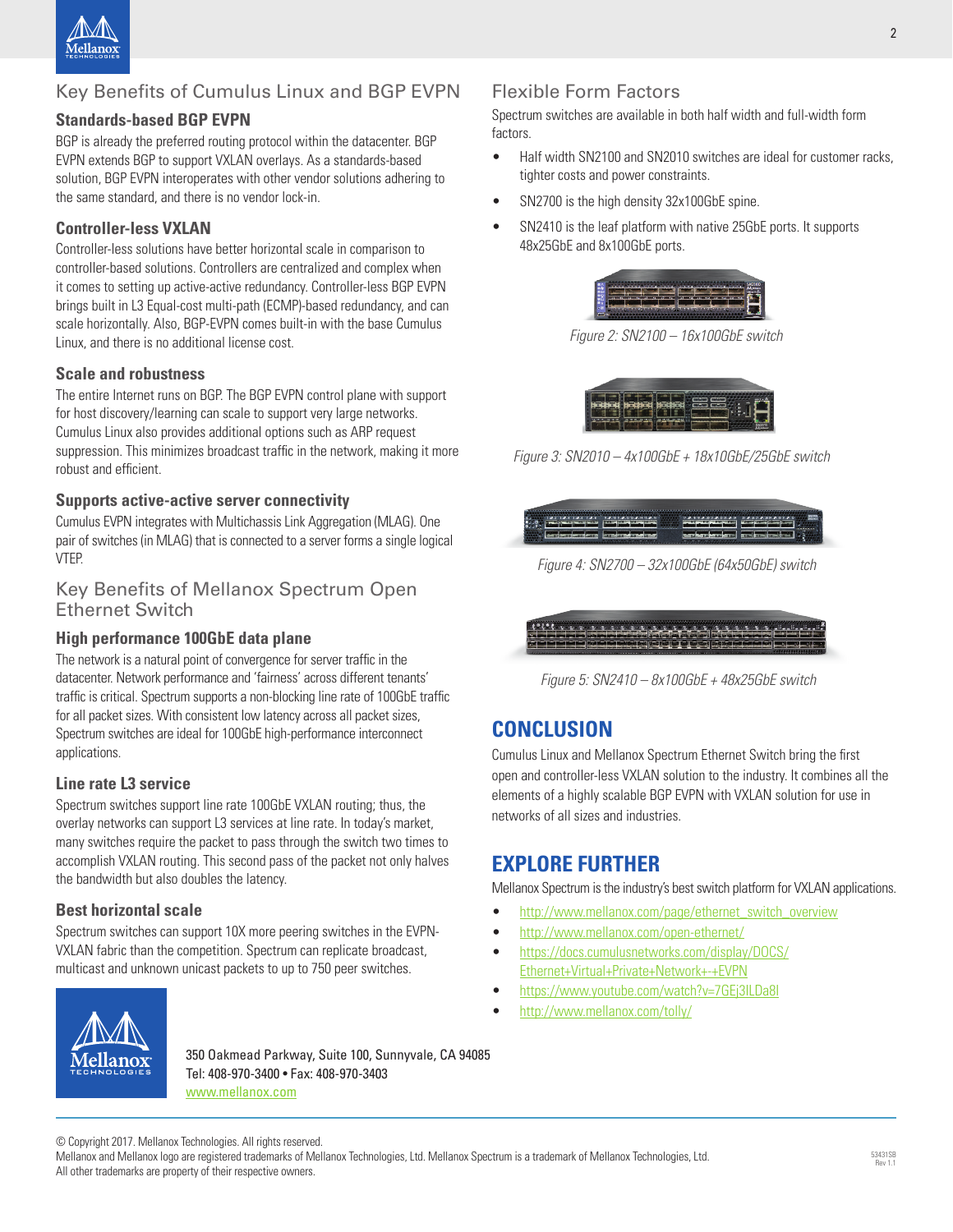## Key Benefits of Cumulus Linux and BGP EVPN

### Standards-based BGP EVPN

BGP is already the preferred routing protocol within the datacenter. BGP EVPN extends BGP to support VXLAN overlays. As a standards-based solution, BGP EVPN interoperates with other vendor solutions adhering to the same standard, and there is no vendor lock-in.

### Controller-less VXLAN

Controller-less solutions have better horizontal scale in comparison to controller-based solutions. Controllers are centralized and complex when it comes to setting up active-active redundancy. Controller-less BGP EVPN brings built in L3 Equal-cost multi-path (ECMP)-based redundancy, and can scale horizontally. Also, BGP-EVPN comes built-in with the base Cumulus Linux, and there is no additional license cost.

### Scale and robustness

The entire Internet runs on BGP. The BGP EVPN control plane with support for host discovery/learning can scale to support very large networks. Cumulus Linux also provides additional options such as ARP request suppression. This minimizes broadcast traffic in the network, making it more robust and efficient.

### Supports active-active server connectivity

Cumulus EVPN integrates with Multichassis Link Aggregation (MLAG). One pair of switches (in MLAG) that is connected to a server forms a single logical VTEP.

## Key Benefits of Mellanox Spectrum Open Ethernet Switch

### High performance 100GbE data plane

The network is a natural point of convergence for server traffic in the datacenter. Network performance and 'fairness' across different tenants' traffic is critical. Spectrum supports a non-blocking line rate of 100GbE traffic for all packet sizes. With consistent low latency across all packet sizes, Spectrum switches are ideal for 100GbE high-performance interconnect applications.

### Line rate L3 service

Spectrum switches support line rate 100GbE VXLAN routing; thus, the overlay networks can support L3 services at line rate. In today's market, many switches require the packet to pass through the switch two times to accomplish VXLAN routing. This second pass of the packet not only halves the bandwidth but also doubles the latency.

### Best horizontal scale

Spectrum switches can support 10X more peering switches in the EVPN-VXLAN fabric than the competition. Spectrum can replicate broadcast, multicast and unknown unicast packets to up to 750 peer switches.

## Flexible Form Factors

Spectrum switches are available in both half width and full-width form factors.

- Half width SN2100 and SN2010 switches are ideal for customer racks, tighter costs and power constraints.
- SN2700 is the high density 32x100GbE spine.
- SN2410 is the leaf platform with native 25GbE ports. It supports 48x25GbE and 8x100GbE ports.

*Figure 2: SN2100 – 16x100GbE switch*

*Figure 3: SN2010 – 4x100GbE + 18x10GbE/25GbE switch*

*Figure 4: SN2700 – 32x100GbE (64x50GbE) switch*

*Figure 5: SN2410 – 8x100GbE + 48x25GbE switch*

## CONCLUSION

Cumulus Linux and Mellanox Spectrum Ethernet Switch bring the first open and controller-less VXLAN solution to the industry. It combines all the elements of a highly scalable BGP EVPN with VXLAN solution for use in networks of all sizes and industries.

## EXPLORE FURTHER

Mellanox Spectrum is the industry's best switch platform for VXLAN applications.

- http://www.mellanox.com/page/ethernet_switch_overview
- http://www.mellanox.com/open-ethernet/
- https://docs.cumulusnetworks.com/display/DOCS/Ethernet+Virtual+Private+Network+-+EVPN
- https://www.youtube.com/watch?v=7GEj3lLDa8I
- http://www.mellanox.com/tolly/

350 Oakmead Parkway, Suite 100, Sunnyvale, CA 94085
Tel: 408-970-3400 • Fax: 408-970-3403
www.mellanox.com

© Copyright 2017. Mellanox Technologies. All rights reserved.
Mellanox and Mellanox logo are registered trademarks of Mellanox Technologies, Ltd. Mellanox Spectrum is a trademark of Mellanox Technologies, Ltd.
All other trademarks are property of their respective owners.

53431SB
Rev 1.1